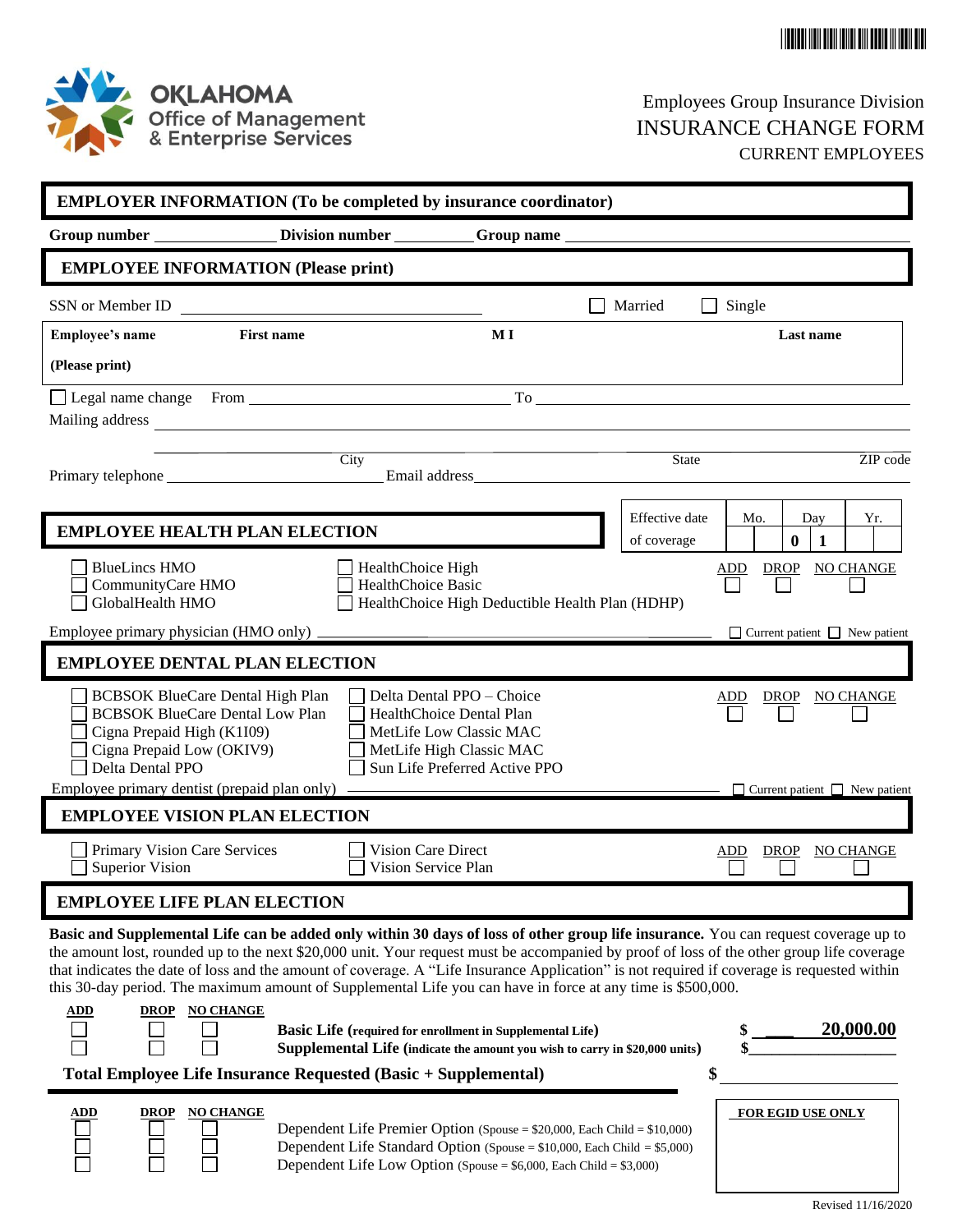OKLAHOMA Office of Management & Enterprise Services

Employees Group Insurance Division
# INSURANCE CHANGE FORM
CURRENT EMPLOYEES

## EMPLOYER INFORMATION (To be completed by insurance coordinator)

**Group number** ______ **Division number** ______ **Group name** ______

## EMPLOYEE INFORMATION (Please print)

SSN or Member ID ______ ☐ Married ☐ Single

| **Employee's name (Please print)** | **First name** | **M I** | **Last name** |
|---|---|---|---|
| | | | |

☐ Legal name change From ______ To ______

Mailing address ______

City ______ State ______ ZIP code ______

Primary telephone ______ Email address ______

## EMPLOYEE HEALTH PLAN ELECTION

| Effective date of coverage | Mo. | Day | Yr. |
|---|---|---|---|
| | | 0 1 | |

☐ BlueLincs HMO
☐ CommunityCare HMO
☐ GlobalHealth HMO
☐ HealthChoice High
☐ HealthChoice Basic
☐ HealthChoice High Deductible Health Plan (HDHP)

ADD ☐ DROP ☐ NO CHANGE ☐

Employee primary physician (HMO only) ______ ☐ Current patient ☐ New patient

## EMPLOYEE DENTAL PLAN ELECTION

☐ BCBSOK BlueCare Dental High Plan
☐ BCBSOK BlueCare Dental Low Plan
☐ Cigna Prepaid High (K1I09)
☐ Cigna Prepaid Low (OKIV9)
☐ Delta Dental PPO
☐ Delta Dental PPO – Choice
☐ HealthChoice Dental Plan
☐ MetLife Low Classic MAC
☐ MetLife High Classic MAC
☐ Sun Life Preferred Active PPO

ADD ☐ DROP ☐ NO CHANGE ☐

Employee primary dentist (prepaid plan only) ______ ☐ Current patient ☐ New patient

## EMPLOYEE VISION PLAN ELECTION

☐ Primary Vision Care Services
☐ Superior Vision
☐ Vision Care Direct
☐ Vision Service Plan

ADD ☐ DROP ☐ NO CHANGE ☐

## EMPLOYEE LIFE PLAN ELECTION

**Basic and Supplemental Life can be added only within 30 days of loss of other group life insurance.** You can request coverage up to the amount lost, rounded up to the next $20,000 unit. Your request must be accompanied by proof of loss of the other group life coverage that indicates the date of loss and the amount of coverage. A "Life Insurance Application" is not required if coverage is requested within this 30-day period. The maximum amount of Supplemental Life you can have in force at any time is $500,000.

| ADD | DROP | NO CHANGE | | |
|---|---|---|---|---|
| ☐ | ☐ | ☐ | **Basic Life (required for enrollment in Supplemental Life)** | $ 20,000.00 |
| ☐ | ☐ | ☐ | **Supplemental Life (indicate the amount you wish to carry in $20,000 units)** | $______ |

**Total Employee Life Insurance Requested (Basic + Supplemental)** $______

| ADD | DROP | NO CHANGE | |
|---|---|---|---|
| ☐ | ☐ | ☐ | Dependent Life Premier Option (Spouse = $20,000, Each Child = $10,000) |
| ☐ | ☐ | ☐ | Dependent Life Standard Option (Spouse = $10,000, Each Child = $5,000) |
| ☐ | ☐ | ☐ | Dependent Life Low Option (Spouse = $6,000, Each Child = $3,000) |

**FOR EGID USE ONLY**

Revised 11/16/2020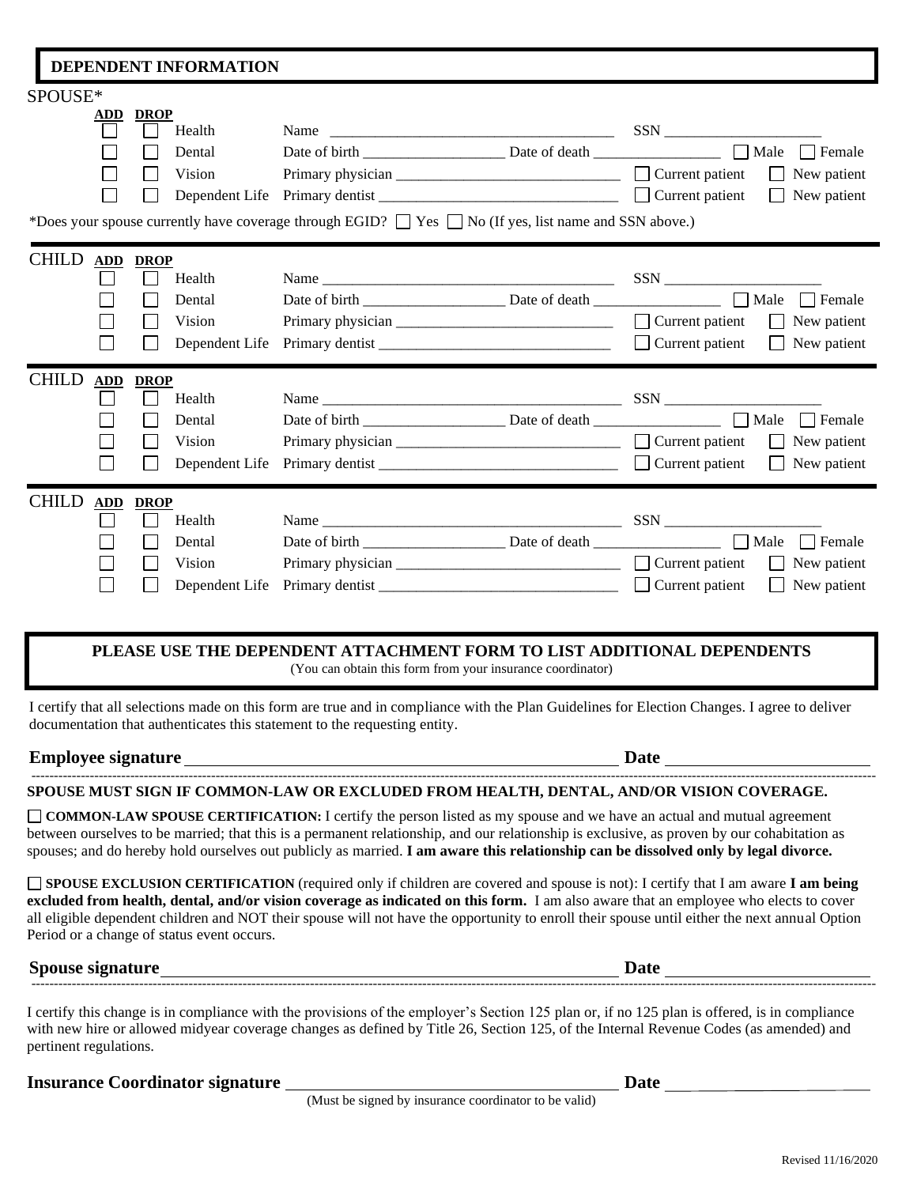## DEPENDENT INFORMATION

**SPOUSE***

| ADD | DROP | | | | |
|---|---|---|---|---|---|
| ☐ | ☐ | Health | Name ___ | SSN ___ | |
| ☐ | ☐ | Dental | Date of birth ___ Date of death ___ | ☐ Male | ☐ Female |
| ☐ | ☐ | Vision | Primary physician ___ | ☐ Current patient | ☐ New patient |
| ☐ | ☐ | Dependent Life | Primary dentist ___ | ☐ Current patient | ☐ New patient |

*Does your spouse currently have coverage through EGID? ☐ Yes ☐ No (If yes, list name and SSN above.)

**CHILD**

| ADD | DROP | | | | |
|---|---|---|---|---|---|
| ☐ | ☐ | Health | Name ___ | SSN ___ | |
| ☐ | ☐ | Dental | Date of birth ___ Date of death ___ | ☐ Male | ☐ Female |
| ☐ | ☐ | Vision | Primary physician ___ | ☐ Current patient | ☐ New patient |
| ☐ | ☐ | Dependent Life | Primary dentist ___ | ☐ Current patient | ☐ New patient |

**CHILD**

| ADD | DROP | | | | |
|---|---|---|---|---|---|
| ☐ | ☐ | Health | Name ___ | SSN ___ | |
| ☐ | ☐ | Dental | Date of birth ___ Date of death ___ | ☐ Male | ☐ Female |
| ☐ | ☐ | Vision | Primary physician ___ | ☐ Current patient | ☐ New patient |
| ☐ | ☐ | Dependent Life | Primary dentist ___ | ☐ Current patient | ☐ New patient |

**CHILD**

| ADD | DROP | | | | |
|---|---|---|---|---|---|
| ☐ | ☐ | Health | Name ___ | SSN ___ | |
| ☐ | ☐ | Dental | Date of birth ___ Date of death ___ | ☐ Male | ☐ Female |
| ☐ | ☐ | Vision | Primary physician ___ | ☐ Current patient | ☐ New patient |
| ☐ | ☐ | Dependent Life | Primary dentist ___ | ☐ Current patient | ☐ New patient |

**PLEASE USE THE DEPENDENT ATTACHMENT FORM TO LIST ADDITIONAL DEPENDENTS**
(You can obtain this form from your insurance coordinator)

I certify that all selections made on this form are true and in compliance with the Plan Guidelines for Election Changes. I agree to deliver documentation that authenticates this statement to the requesting entity.

**Employee signature** ___ **Date** ___

**SPOUSE MUST SIGN IF COMMON-LAW OR EXCLUDED FROM HEALTH, DENTAL, AND/OR VISION COVERAGE.**

☐ **COMMON-LAW SPOUSE CERTIFICATION:** I certify the person listed as my spouse and we have an actual and mutual agreement between ourselves to be married; that this is a permanent relationship, and our relationship is exclusive, as proven by our cohabitation as spouses; and do hereby hold ourselves out publicly as married. **I am aware this relationship can be dissolved only by legal divorce.**

☐ **SPOUSE EXCLUSION CERTIFICATION** (required only if children are covered and spouse is not): I certify that I am aware **I am being excluded from health, dental, and/or vision coverage as indicated on this form.** I am also aware that an employee who elects to cover all eligible dependent children and NOT their spouse will not have the opportunity to enroll their spouse until either the next annual Option Period or a change of status event occurs.

**Spouse signature** ___ **Date** ___

I certify this change is in compliance with the provisions of the employer's Section 125 plan or, if no 125 plan is offered, is in compliance with new hire or allowed midyear coverage changes as defined by Title 26, Section 125, of the Internal Revenue Codes (as amended) and pertinent regulations.

**Insurance Coordinator signature** ___ **Date** ___
(Must be signed by insurance coordinator to be valid)

Revised 11/16/2020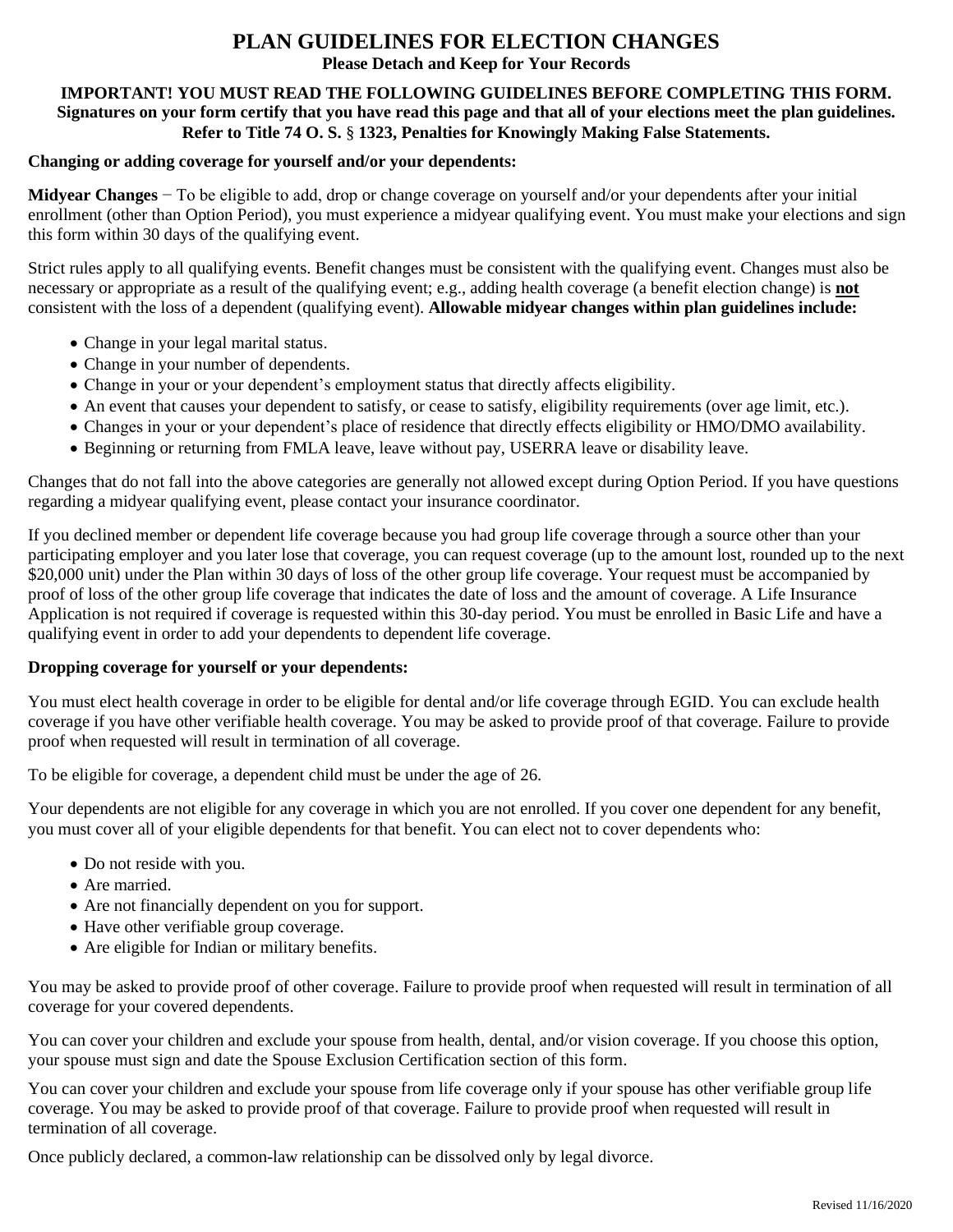# PLAN GUIDELINES FOR ELECTION CHANGES

**Please Detach and Keep for Your Records**

**IMPORTANT! YOU MUST READ THE FOLLOWING GUIDELINES BEFORE COMPLETING THIS FORM. Signatures on your form certify that you have read this page and that all of your elections meet the plan guidelines. Refer to Title 74 O. S. § 1323, Penalties for Knowingly Making False Statements.**

**Changing or adding coverage for yourself and/or your dependents:**

**Midyear Changes** − To be eligible to add, drop or change coverage on yourself and/or your dependents after your initial enrollment (other than Option Period), you must experience a midyear qualifying event. You must make your elections and sign this form within 30 days of the qualifying event.

Strict rules apply to all qualifying events. Benefit changes must be consistent with the qualifying event. Changes must also be necessary or appropriate as a result of the qualifying event; e.g., adding health coverage (a benefit election change) is **not** consistent with the loss of a dependent (qualifying event). **Allowable midyear changes within plan guidelines include:**

- Change in your legal marital status.
- Change in your number of dependents.
- Change in your or your dependent's employment status that directly affects eligibility.
- An event that causes your dependent to satisfy, or cease to satisfy, eligibility requirements (over age limit, etc.).
- Changes in your or your dependent's place of residence that directly effects eligibility or HMO/DMO availability.
- Beginning or returning from FMLA leave, leave without pay, USERRA leave or disability leave.

Changes that do not fall into the above categories are generally not allowed except during Option Period. If you have questions regarding a midyear qualifying event, please contact your insurance coordinator.

If you declined member or dependent life coverage because you had group life coverage through a source other than your participating employer and you later lose that coverage, you can request coverage (up to the amount lost, rounded up to the next $20,000 unit) under the Plan within 30 days of loss of the other group life coverage. Your request must be accompanied by proof of loss of the other group life coverage that indicates the date of loss and the amount of coverage. A Life Insurance Application is not required if coverage is requested within this 30-day period. You must be enrolled in Basic Life and have a qualifying event in order to add your dependents to dependent life coverage.

**Dropping coverage for yourself or your dependents:**

You must elect health coverage in order to be eligible for dental and/or life coverage through EGID. You can exclude health coverage if you have other verifiable health coverage. You may be asked to provide proof of that coverage. Failure to provide proof when requested will result in termination of all coverage.

To be eligible for coverage, a dependent child must be under the age of 26.

Your dependents are not eligible for any coverage in which you are not enrolled. If you cover one dependent for any benefit, you must cover all of your eligible dependents for that benefit. You can elect not to cover dependents who:

- Do not reside with you.
- Are married.
- Are not financially dependent on you for support.
- Have other verifiable group coverage.
- Are eligible for Indian or military benefits.

You may be asked to provide proof of other coverage. Failure to provide proof when requested will result in termination of all coverage for your covered dependents.

You can cover your children and exclude your spouse from health, dental, and/or vision coverage. If you choose this option, your spouse must sign and date the Spouse Exclusion Certification section of this form.

You can cover your children and exclude your spouse from life coverage only if your spouse has other verifiable group life coverage. You may be asked to provide proof of that coverage. Failure to provide proof when requested will result in termination of all coverage.

Once publicly declared, a common-law relationship can be dissolved only by legal divorce.

Revised 11/16/2020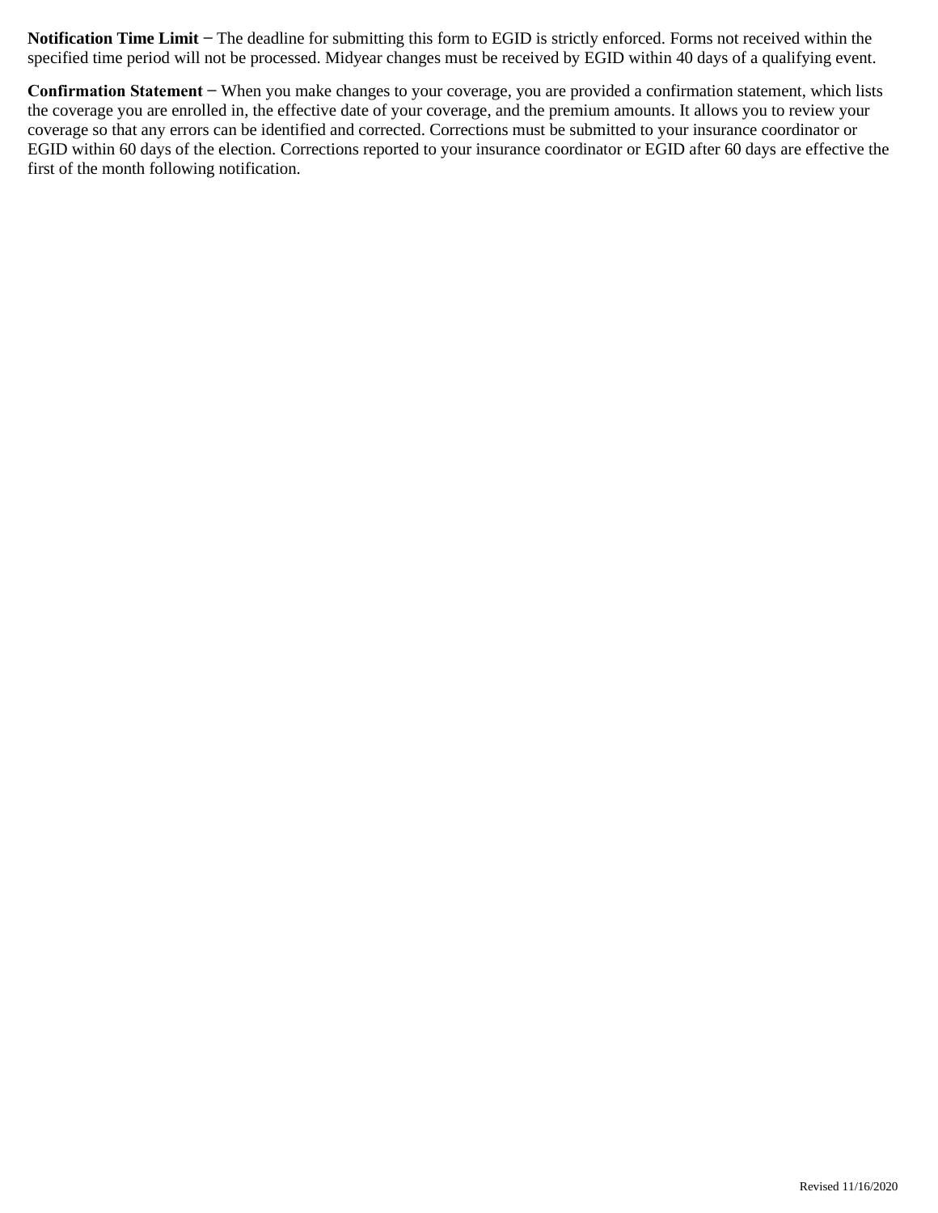**Notification Time Limit** – The deadline for submitting this form to EGID is strictly enforced. Forms not received within the specified time period will not be processed. Midyear changes must be received by EGID within 40 days of a qualifying event.

**Confirmation Statement** – When you make changes to your coverage, you are provided a confirmation statement, which lists the coverage you are enrolled in, the effective date of your coverage, and the premium amounts. It allows you to review your coverage so that any errors can be identified and corrected. Corrections must be submitted to your insurance coordinator or EGID within 60 days of the election. Corrections reported to your insurance coordinator or EGID after 60 days are effective the first of the month following notification.

Revised 11/16/2020